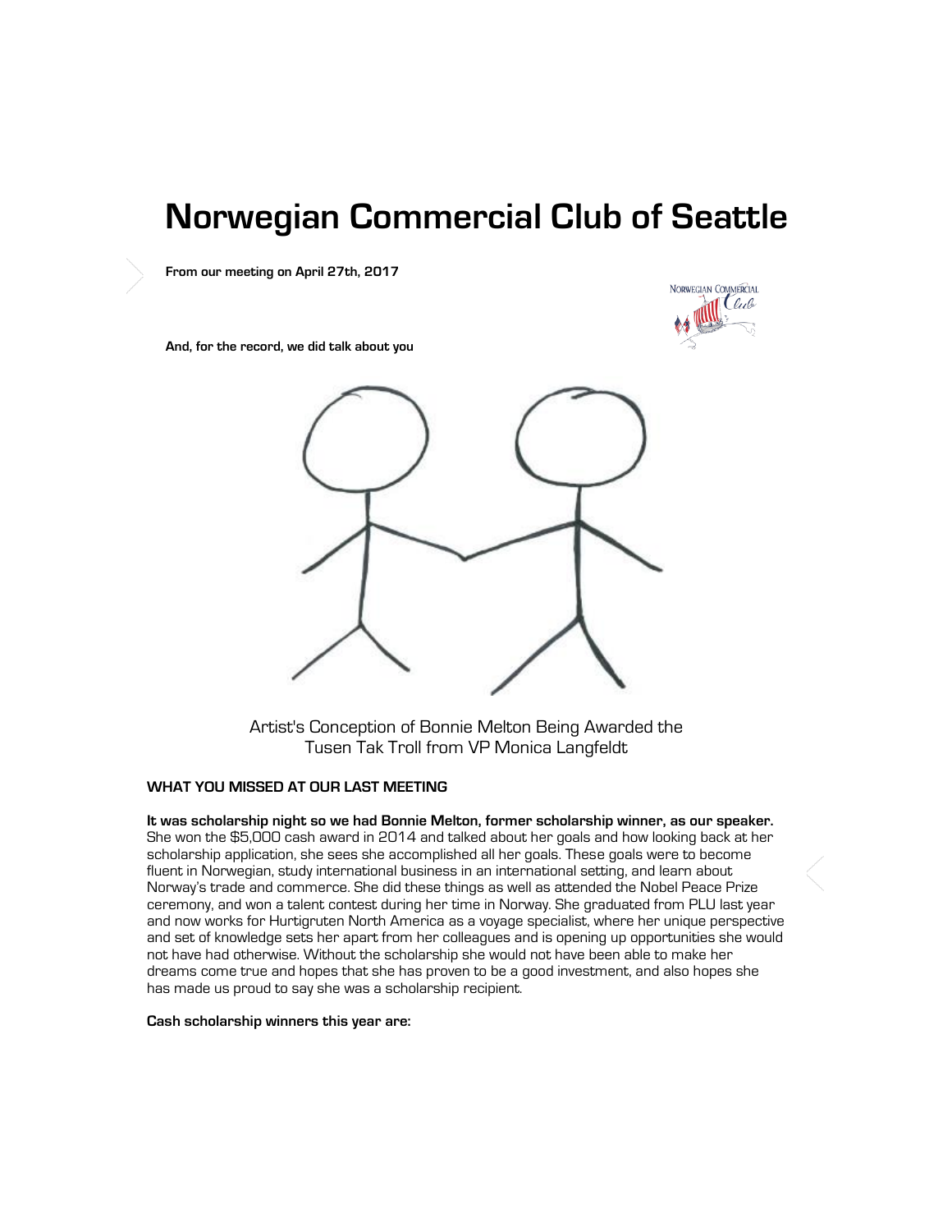# Norwegian Commercial Club of Seattle

**From our meeting on April 27th, 2017**

**And, for the record, we did talk about you**

Artist's Conception of Bonnie Melton Being Awarded the Tusen Tak Troll from VP Monica Langfeldt

**WHAT YOU MISSED AT OUR LAST MEETING**

**It was scholarship night so we had Bonnie Melton, former scholarship winner, as our speaker.** She won the $5,000 cash award in 2014 and talked about her goals and how looking back at her scholarship application, she sees she accomplished all her goals. These goals were to become fluent in Norwegian, study international business in an international setting, and learn about Norway's trade and commerce. She did these things as well as attended the Nobel Peace Prize ceremony, and won a talent contest during her time in Norway. She graduated from PLU last year and now works for Hurtigruten North America as a voyage specialist, where her unique perspective and set of knowledge sets her apart from her colleagues and is opening up opportunities she would not have had otherwise. Without the scholarship she would not have been able to make her dreams come true and hopes that she has proven to be a good investment, and also hopes she has made us proud to say she was a scholarship recipient.

**Cash scholarship winners this year are:**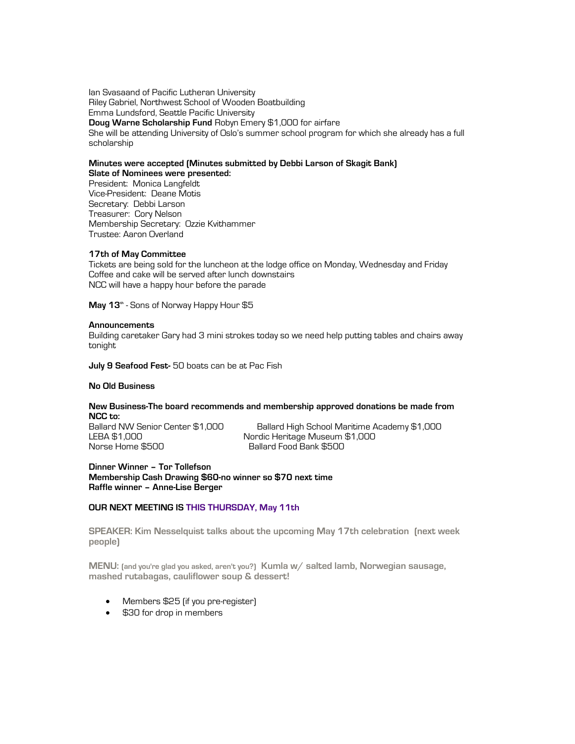Ian Svasaand of Pacific Lutheran University
Riley Gabriel, Northwest School of Wooden Boatbuilding
Emma Lundsford, Seattle Pacific University
**Doug Warne Scholarship Fund** Robyn Emery $1,000 for airfare
She will be attending University of Oslo's summer school program for which she already has a full scholarship

**Minutes were accepted (Minutes submitted by Debbi Larson of Skagit Bank)**
**Slate of Nominees were presented:**
President: Monica Langfeldt
Vice-President: Deane Motis
Secretary: Debbi Larson
Treasurer: Cory Nelson
Membership Secretary: Ozzie Kvithammer
Trustee: Aaron Overland

**17th of May Committee**
Tickets are being sold for the luncheon at the lodge office on Monday, Wednesday and Friday
Coffee and cake will be served after lunch downstairs
NCC will have a happy hour before the parade

**May 13th** - Sons of Norway Happy Hour $5

**Announcements**
Building caretaker Gary had 3 mini strokes today so we need help putting tables and chairs away tonight

**July 9 Seafood Fest-** 50 boats can be at Pac Fish

**No Old Business**

**New Business-The board recommends and membership approved donations be made from NCC to:**
Ballard NW Senior Center $1,000
Ballard High School Maritime Academy $1,000
LEBA $1,000
Nordic Heritage Museum $1,000
Norse Home $500
Ballard Food Bank $500

**Dinner Winner – Tor Tollefson**
**Membership Cash Drawing $60-no winner so $70 next time**
**Raffle winner – Anne-Lise Berger**

**OUR NEXT MEETING IS THIS THURSDAY, May 11th**

**SPEAKER: Kim Nesselquist talks about the upcoming May 17th celebration (next week people)**

**MENU:** (and you're glad you asked, aren't you?) **Kumla w/ salted lamb, Norwegian sausage, mashed rutabagas, cauliflower soup & dessert!**

- Members $25 (if you pre-register)
- $30 for drop in members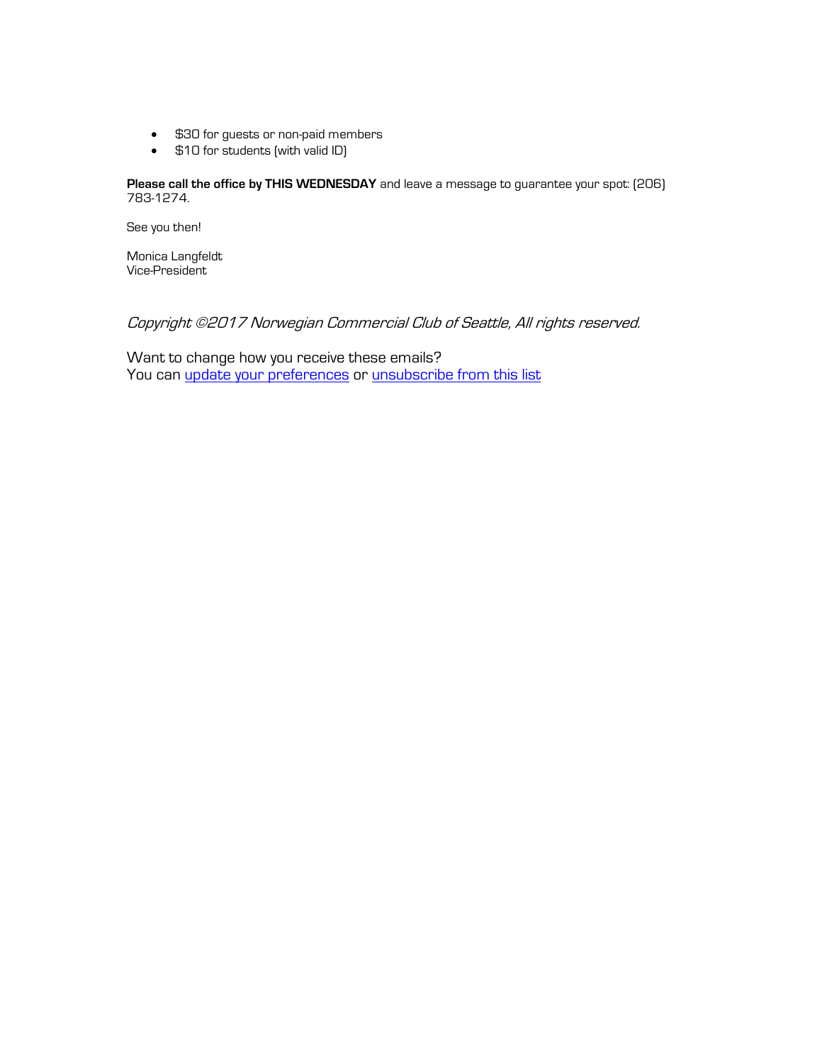- $30 for guests or non-paid members
- $10 for students (with valid ID)

**Please call the office by THIS WEDNESDAY** and leave a message to guarantee your spot: (206) 783-1274.

See you then!

Monica Langfeldt
Vice-President

*Copyright ©2017 Norwegian Commercial Club of Seattle, All rights reserved.*

Want to change how you receive these emails?
You can update your preferences or unsubscribe from this list